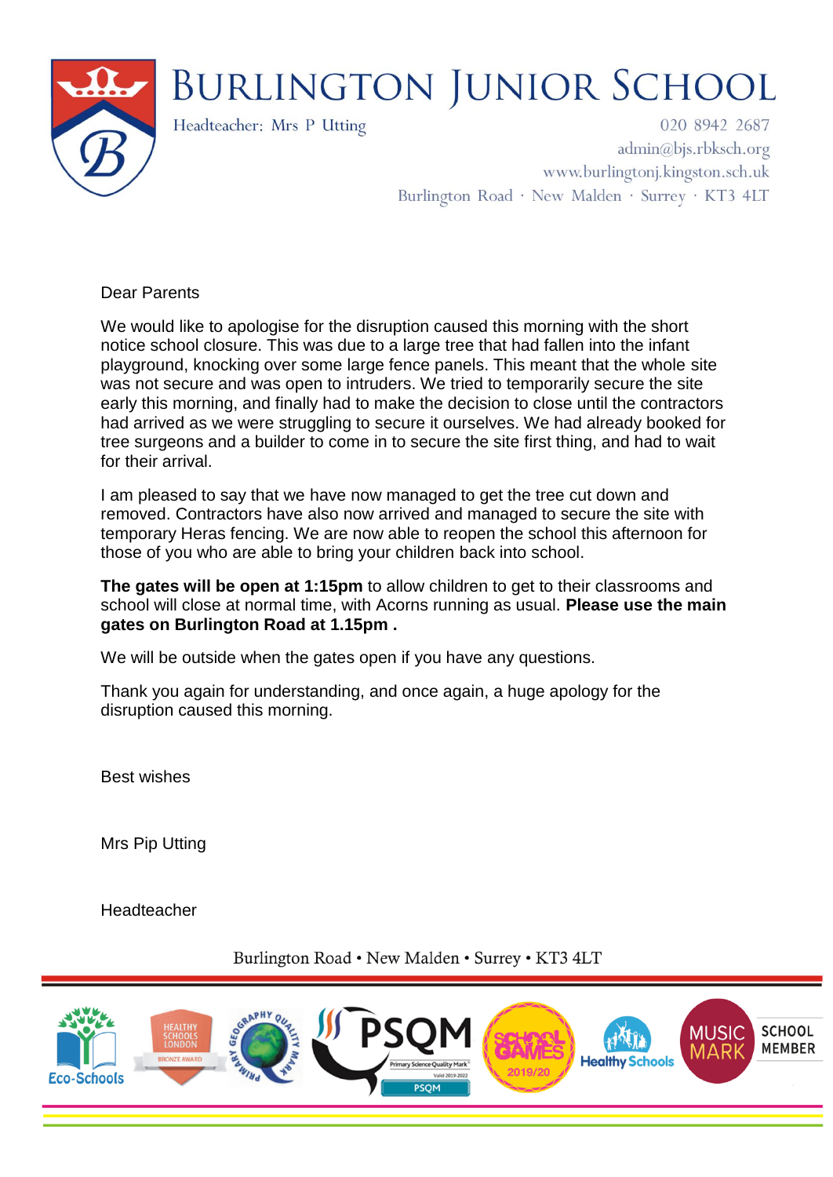# BURLINGTON JUNIOR SCHOOL

Headteacher: Mrs P Utting

020 8942 2687
admin@bjs.rbksch.org
www.burlingtonj.kingston.sch.uk
Burlington Road · New Malden · Surrey · KT3 4LT

Dear Parents

We would like to apologise for the disruption caused this morning with the short notice school closure. This was due to a large tree that had fallen into the infant playground, knocking over some large fence panels. This meant that the whole site was not secure and was open to intruders. We tried to temporarily secure the site early this morning, and finally had to make the decision to close until the contractors had arrived as we were struggling to secure it ourselves. We had already booked for tree surgeons and a builder to come in to secure the site first thing, and had to wait for their arrival.

I am pleased to say that we have now managed to get the tree cut down and removed. Contractors have also now arrived and managed to secure the site with temporary Heras fencing. We are now able to reopen the school this afternoon for those of you who are able to bring your children back into school.

**The gates will be open at 1:15pm** to allow children to get to their classrooms and school will close at normal time, with Acorns running as usual. **Please use the main gates on Burlington Road at 1.15pm .**

We will be outside when the gates open if you have any questions.

Thank you again for understanding, and once again, a huge apology for the disruption caused this morning.

Best wishes

Mrs Pip Utting

Headteacher

Burlington Road • New Malden • Surrey • KT3 4LT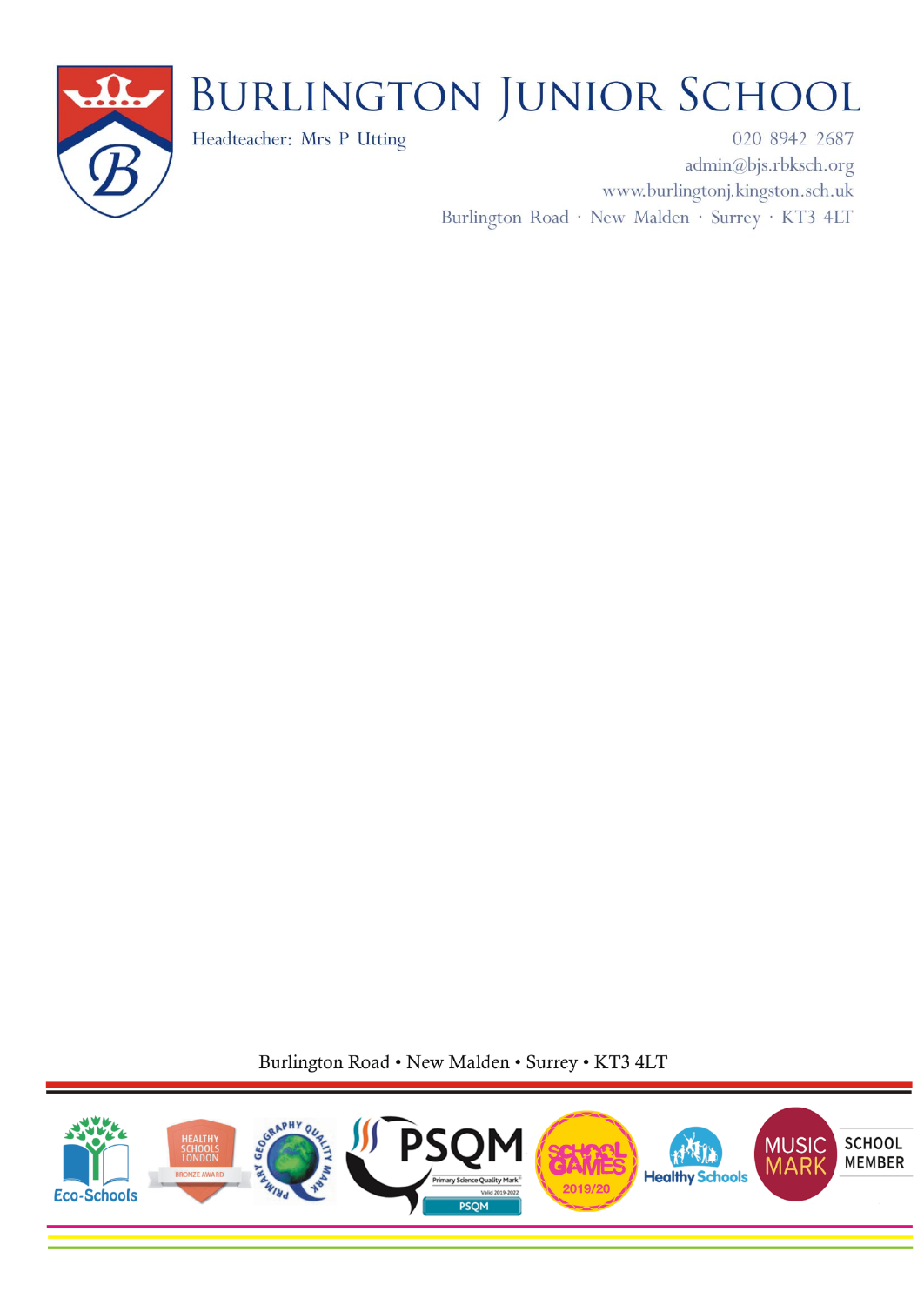# BURLINGTON JUNIOR SCHOOL

Headteacher: Mrs P Utting

020 8942 2687
admin@bjs.rbksch.org
www.burlingtonj.kingston.sch.uk
Burlington Road · New Malden · Surrey · KT3 4LT

Burlington Road • New Malden • Surrey • KT3 4LT

Eco-Schools · Healthy Schools London Bronze Award · Primary Geography Quality Mark · PSQM Primary Science Quality Mark Valid 2019-2022 · School Games 2019/20 · Healthy Schools · Music Mark School Member